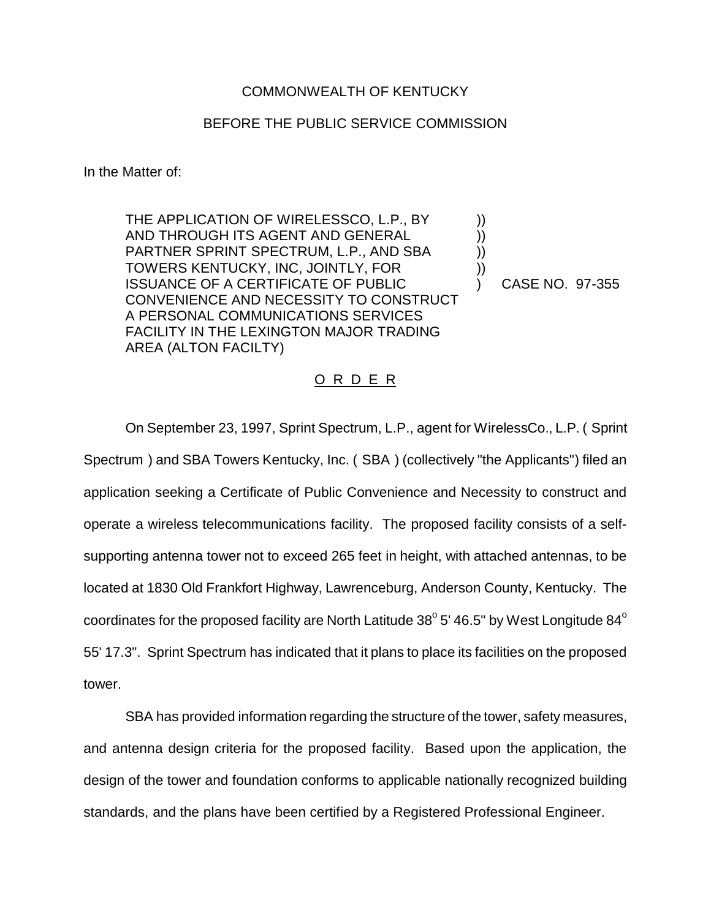COMMONWEALTH OF KENTUCKY

BEFORE THE PUBLIC SERVICE COMMISSION

In the Matter of:

THE APPLICATION OF WIRELESSCO, L.P., BY AND THROUGH ITS AGENT AND GENERAL PARTNER SPRINT SPECTRUM, L.P., AND SBA TOWERS KENTUCKY, INC, JOINTLY, FOR ISSUANCE OF A CERTIFICATE OF PUBLIC CONVENIENCE AND NECESSITY TO CONSTRUCT A PERSONAL COMMUNICATIONS SERVICES FACILITY IN THE LEXINGTON MAJOR TRADING AREA (ALTON FACILTY) ) CASE NO. 97-355

O R D E R

On September 23, 1997, Sprint Spectrum, L.P., agent for WirelessCo., L.P. ( Sprint Spectrum ) and SBA Towers Kentucky, Inc. ( SBA ) (collectively "the Applicants") filed an application seeking a Certificate of Public Convenience and Necessity to construct and operate a wireless telecommunications facility. The proposed facility consists of a self-supporting antenna tower not to exceed 265 feet in height, with attached antennas, to be located at 1830 Old Frankfort Highway, Lawrenceburg, Anderson County, Kentucky. The coordinates for the proposed facility are North Latitude 38° 5' 46.5" by West Longitude 84° 55' 17.3". Sprint Spectrum has indicated that it plans to place its facilities on the proposed tower.

SBA has provided information regarding the structure of the tower, safety measures, and antenna design criteria for the proposed facility. Based upon the application, the design of the tower and foundation conforms to applicable nationally recognized building standards, and the plans have been certified by a Registered Professional Engineer.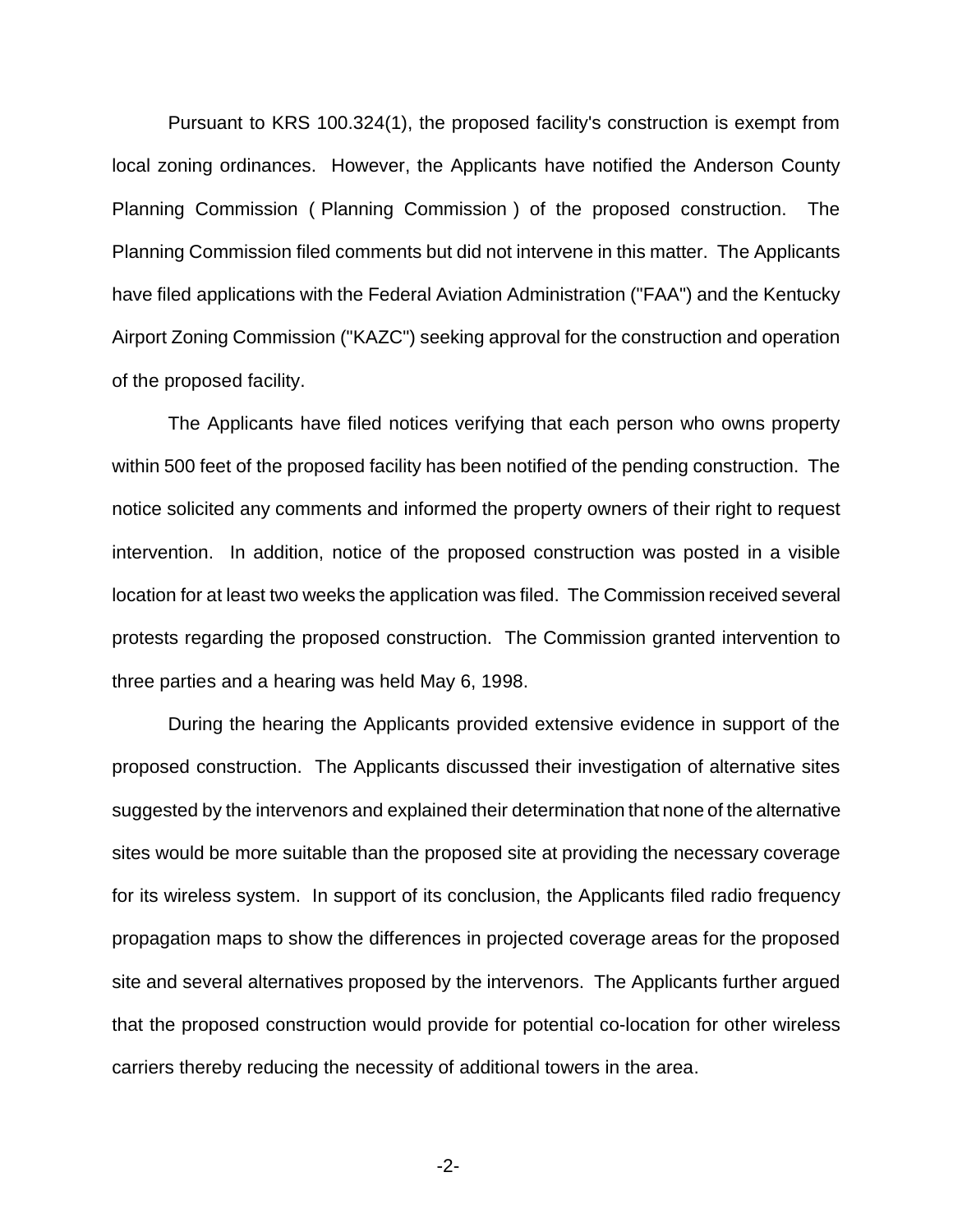Pursuant to KRS 100.324(1), the proposed facility's construction is exempt from local zoning ordinances. However, the Applicants have notified the Anderson County Planning Commission ( Planning Commission ) of the proposed construction. The Planning Commission filed comments but did not intervene in this matter. The Applicants have filed applications with the Federal Aviation Administration ("FAA") and the Kentucky Airport Zoning Commission ("KAZC") seeking approval for the construction and operation of the proposed facility.

The Applicants have filed notices verifying that each person who owns property within 500 feet of the proposed facility has been notified of the pending construction. The notice solicited any comments and informed the property owners of their right to request intervention. In addition, notice of the proposed construction was posted in a visible location for at least two weeks the application was filed. The Commission received several protests regarding the proposed construction. The Commission granted intervention to three parties and a hearing was held May 6, 1998.

During the hearing the Applicants provided extensive evidence in support of the proposed construction. The Applicants discussed their investigation of alternative sites suggested by the intervenors and explained their determination that none of the alternative sites would be more suitable than the proposed site at providing the necessary coverage for its wireless system. In support of its conclusion, the Applicants filed radio frequency propagation maps to show the differences in projected coverage areas for the proposed site and several alternatives proposed by the intervenors. The Applicants further argued that the proposed construction would provide for potential co-location for other wireless carriers thereby reducing the necessity of additional towers in the area.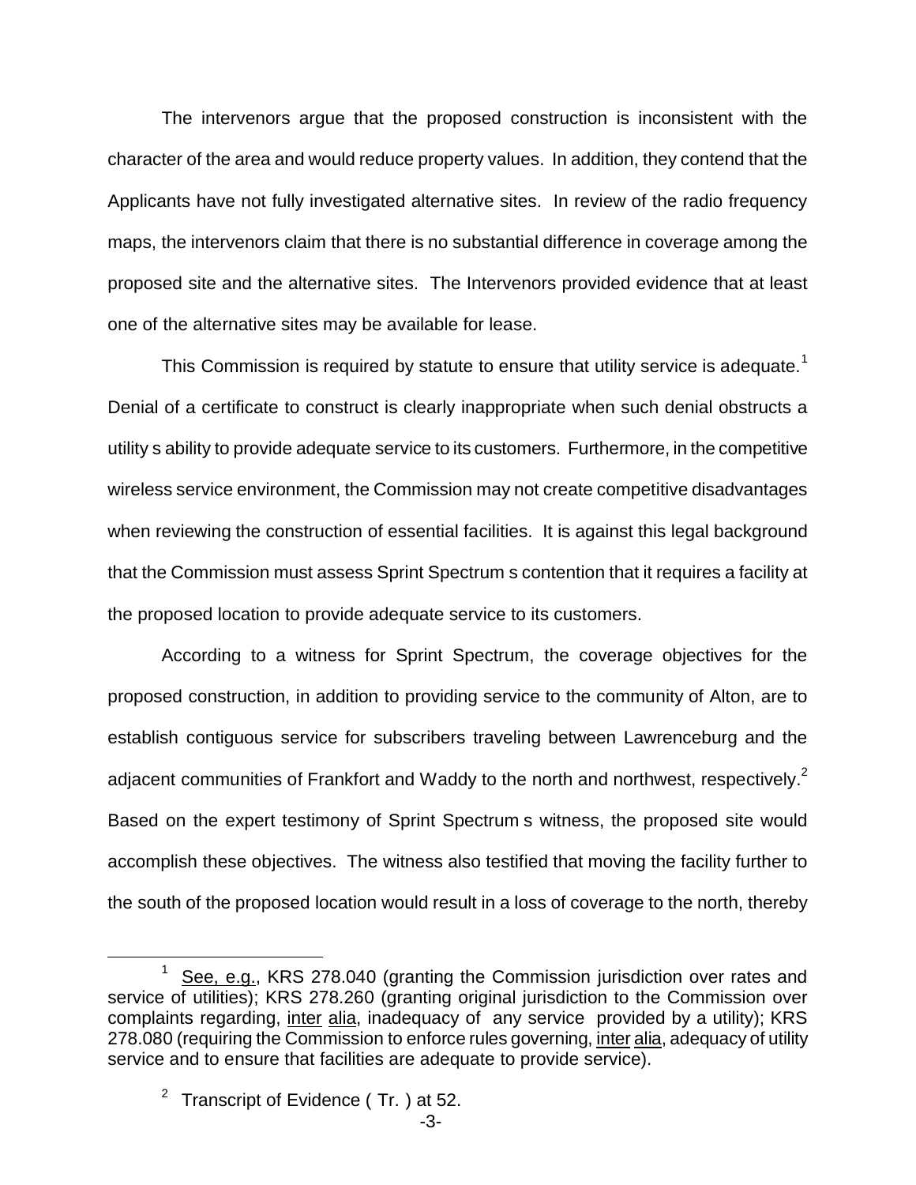The intervenors argue that the proposed construction is inconsistent with the character of the area and would reduce property values. In addition, they contend that the Applicants have not fully investigated alternative sites. In review of the radio frequency maps, the intervenors claim that there is no substantial difference in coverage among the proposed site and the alternative sites. The Intervenors provided evidence that at least one of the alternative sites may be available for lease.

This Commission is required by statute to ensure that utility service is adequate.[1] Denial of a certificate to construct is clearly inappropriate when such denial obstructs a utility s ability to provide adequate service to its customers. Furthermore, in the competitive wireless service environment, the Commission may not create competitive disadvantages when reviewing the construction of essential facilities. It is against this legal background that the Commission must assess Sprint Spectrum s contention that it requires a facility at the proposed location to provide adequate service to its customers.

According to a witness for Sprint Spectrum, the coverage objectives for the proposed construction, in addition to providing service to the community of Alton, are to establish contiguous service for subscribers traveling between Lawrenceburg and the adjacent communities of Frankfort and Waddy to the north and northwest, respectively.[2] Based on the expert testimony of Sprint Spectrum s witness, the proposed site would accomplish these objectives. The witness also testified that moving the facility further to the south of the proposed location would result in a loss of coverage to the north, thereby

---

[1] See, e.g., KRS 278.040 (granting the Commission jurisdiction over rates and service of utilities); KRS 278.260 (granting original jurisdiction to the Commission over complaints regarding, inter alia, inadequacy of any service provided by a utility); KRS 278.080 (requiring the Commission to enforce rules governing, inter alia, adequacy of utility service and to ensure that facilities are adequate to provide service).

[2] Transcript of Evidence ( Tr. ) at 52.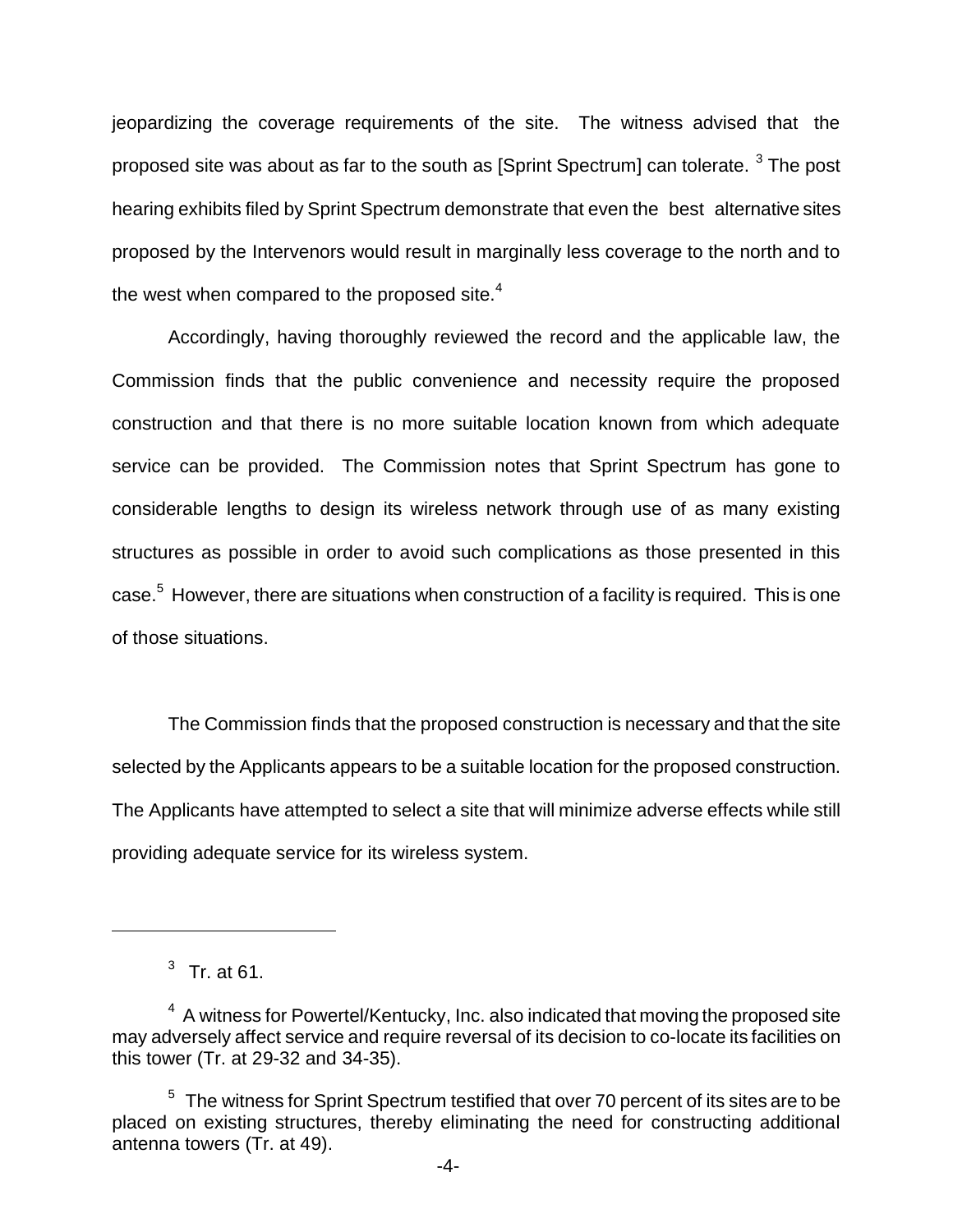jeopardizing the coverage requirements of the site. The witness advised that the proposed site was about as far to the south as [Sprint Spectrum] can tolerate. [3] The post hearing exhibits filed by Sprint Spectrum demonstrate that even the best alternative sites proposed by the Intervenors would result in marginally less coverage to the north and to the west when compared to the proposed site.[4]

Accordingly, having thoroughly reviewed the record and the applicable law, the Commission finds that the public convenience and necessity require the proposed construction and that there is no more suitable location known from which adequate service can be provided. The Commission notes that Sprint Spectrum has gone to considerable lengths to design its wireless network through use of as many existing structures as possible in order to avoid such complications as those presented in this case.[5] However, there are situations when construction of a facility is required. This is one of those situations.

The Commission finds that the proposed construction is necessary and that the site selected by the Applicants appears to be a suitable location for the proposed construction. The Applicants have attempted to select a site that will minimize adverse effects while still providing adequate service for its wireless system.

---

[3] Tr. at 61.

[4] A witness for Powertel/Kentucky, Inc. also indicated that moving the proposed site may adversely affect service and require reversal of its decision to co-locate its facilities on this tower (Tr. at 29-32 and 34-35).

[5] The witness for Sprint Spectrum testified that over 70 percent of its sites are to be placed on existing structures, thereby eliminating the need for constructing additional antenna towers (Tr. at 49).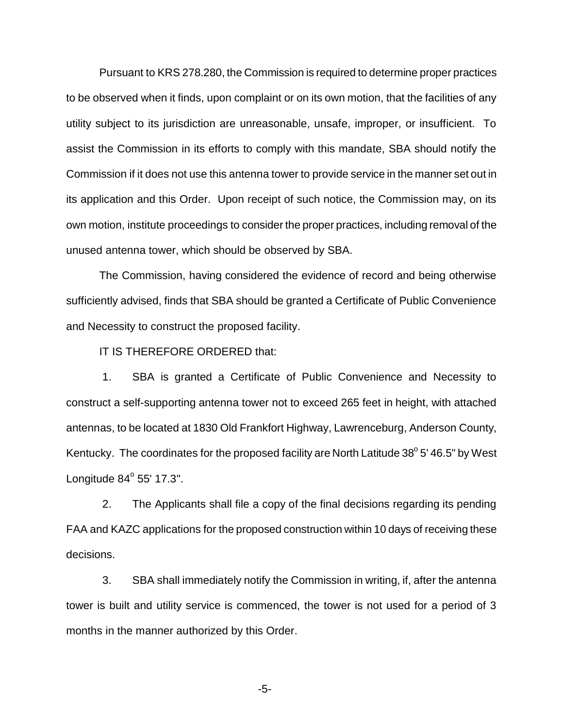Pursuant to KRS 278.280, the Commission is required to determine proper practices to be observed when it finds, upon complaint or on its own motion, that the facilities of any utility subject to its jurisdiction are unreasonable, unsafe, improper, or insufficient. To assist the Commission in its efforts to comply with this mandate, SBA should notify the Commission if it does not use this antenna tower to provide service in the manner set out in its application and this Order. Upon receipt of such notice, the Commission may, on its own motion, institute proceedings to consider the proper practices, including removal of the unused antenna tower, which should be observed by SBA.

The Commission, having considered the evidence of record and being otherwise sufficiently advised, finds that SBA should be granted a Certificate of Public Convenience and Necessity to construct the proposed facility.

IT IS THEREFORE ORDERED that:

1. SBA is granted a Certificate of Public Convenience and Necessity to construct a self-supporting antenna tower not to exceed 265 feet in height, with attached antennas, to be located at 1830 Old Frankfort Highway, Lawrenceburg, Anderson County, Kentucky. The coordinates for the proposed facility are North Latitude 38° 5' 46.5" by West Longitude 84° 55' 17.3".

2. The Applicants shall file a copy of the final decisions regarding its pending FAA and KAZC applications for the proposed construction within 10 days of receiving these decisions.

3. SBA shall immediately notify the Commission in writing, if, after the antenna tower is built and utility service is commenced, the tower is not used for a period of 3 months in the manner authorized by this Order.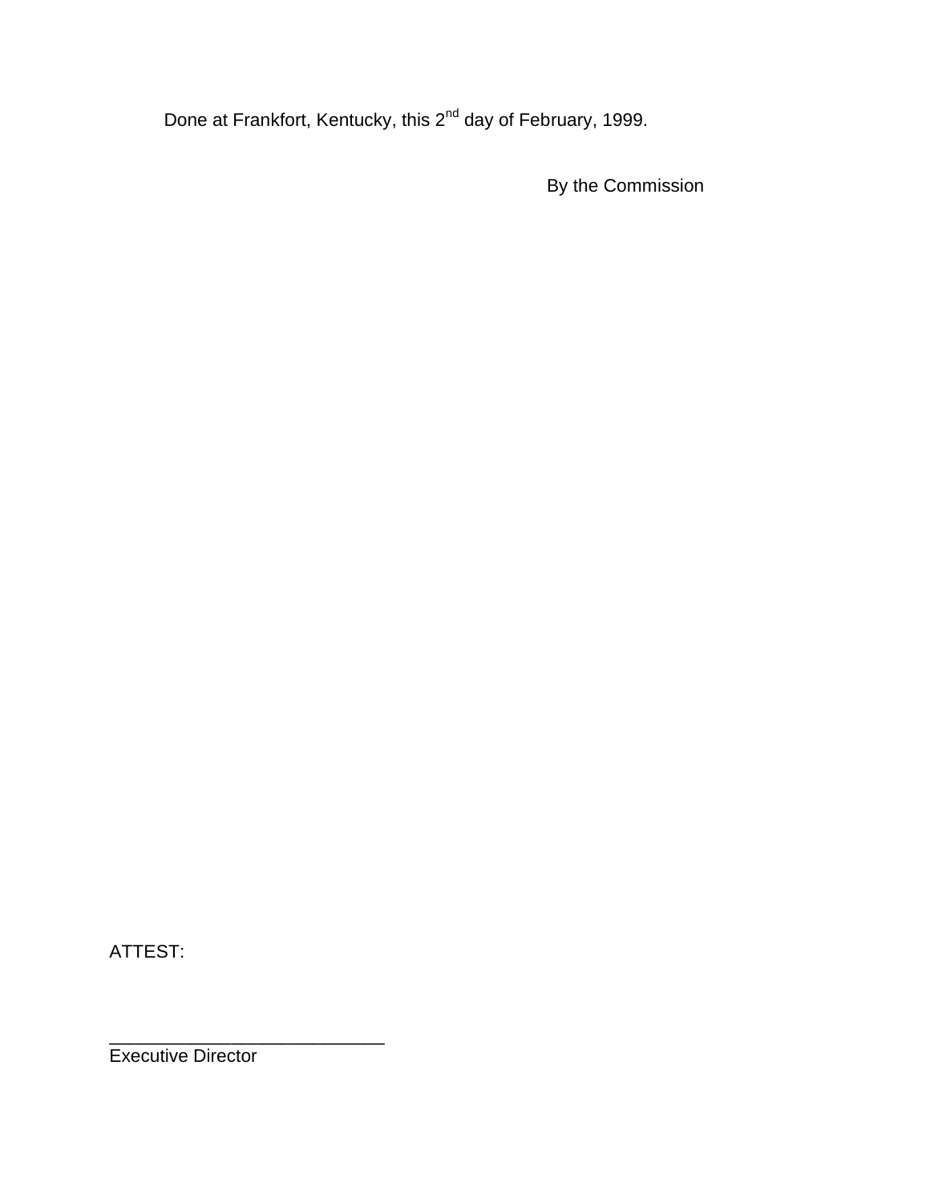Done at Frankfort, Kentucky, this 2nd day of February, 1999.

By the Commission

ATTEST:

___________________________

Executive Director